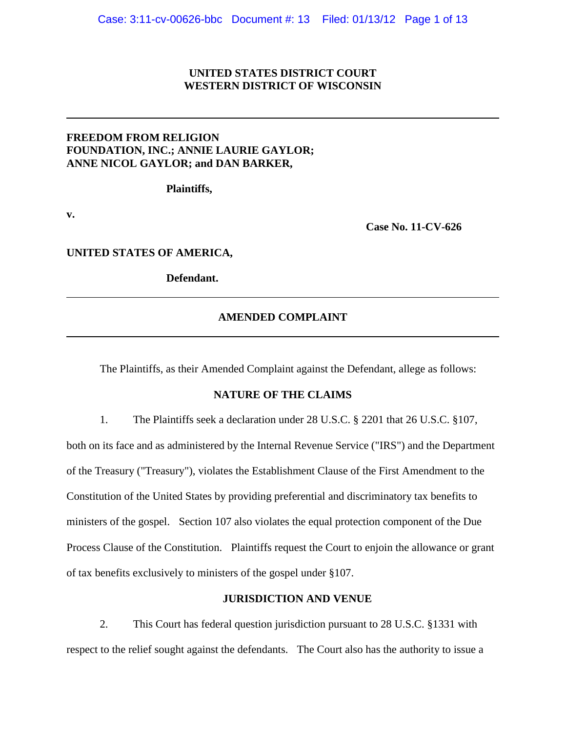**UNITED STATES DISTRICT COURT**
**WESTERN DISTRICT OF WISCONSIN**

---

**FREEDOM FROM RELIGION FOUNDATION, INC.; ANNIE LAURIE GAYLOR; ANNE NICOL GAYLOR; and DAN BARKER,**

**Plaintiffs,**

**v.**

**Case No. 11-CV-626**

**UNITED STATES OF AMERICA,**

**Defendant.**

---

## AMENDED COMPLAINT

---

The Plaintiffs, as their Amended Complaint against the Defendant, allege as follows:

### NATURE OF THE CLAIMS

1. The Plaintiffs seek a declaration under 28 U.S.C. § 2201 that 26 U.S.C. §107, both on its face and as administered by the Internal Revenue Service ("IRS") and the Department of the Treasury ("Treasury"), violates the Establishment Clause of the First Amendment to the Constitution of the United States by providing preferential and discriminatory tax benefits to ministers of the gospel. Section 107 also violates the equal protection component of the Due Process Clause of the Constitution. Plaintiffs request the Court to enjoin the allowance or grant of tax benefits exclusively to ministers of the gospel under §107.

### JURISDICTION AND VENUE

2. This Court has federal question jurisdiction pursuant to 28 U.S.C. §1331 with respect to the relief sought against the defendants. The Court also has the authority to issue a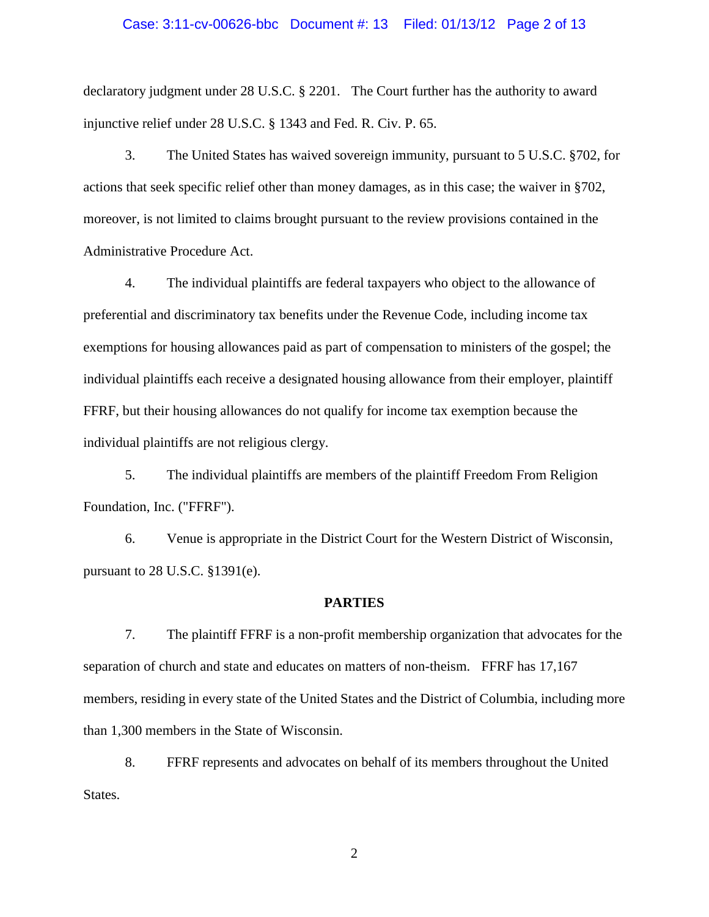declaratory judgment under 28 U.S.C. § 2201. The Court further has the authority to award injunctive relief under 28 U.S.C. § 1343 and Fed. R. Civ. P. 65.

3. The United States has waived sovereign immunity, pursuant to 5 U.S.C. §702, for actions that seek specific relief other than money damages, as in this case; the waiver in §702, moreover, is not limited to claims brought pursuant to the review provisions contained in the Administrative Procedure Act.

4. The individual plaintiffs are federal taxpayers who object to the allowance of preferential and discriminatory tax benefits under the Revenue Code, including income tax exemptions for housing allowances paid as part of compensation to ministers of the gospel; the individual plaintiffs each receive a designated housing allowance from their employer, plaintiff FFRF, but their housing allowances do not qualify for income tax exemption because the individual plaintiffs are not religious clergy.

5. The individual plaintiffs are members of the plaintiff Freedom From Religion Foundation, Inc. ("FFRF").

6. Venue is appropriate in the District Court for the Western District of Wisconsin, pursuant to 28 U.S.C. §1391(e).

**PARTIES**

7. The plaintiff FFRF is a non-profit membership organization that advocates for the separation of church and state and educates on matters of non-theism. FFRF has 17,167 members, residing in every state of the United States and the District of Columbia, including more than 1,300 members in the State of Wisconsin.

8. FFRF represents and advocates on behalf of its members throughout the United States.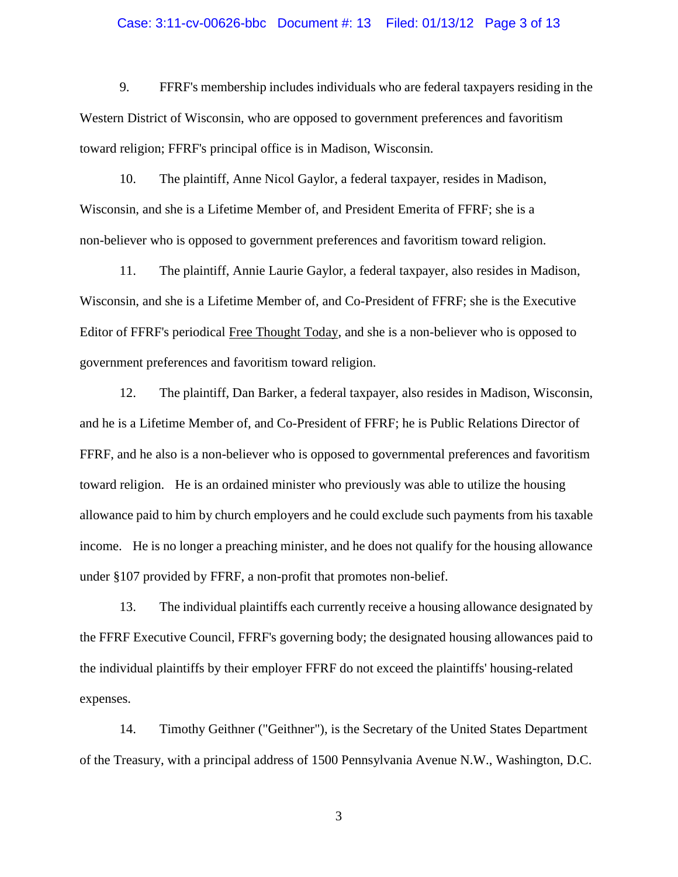9. FFRF's membership includes individuals who are federal taxpayers residing in the Western District of Wisconsin, who are opposed to government preferences and favoritism toward religion; FFRF's principal office is in Madison, Wisconsin.

10. The plaintiff, Anne Nicol Gaylor, a federal taxpayer, resides in Madison, Wisconsin, and she is a Lifetime Member of, and President Emerita of FFRF; she is a non-believer who is opposed to government preferences and favoritism toward religion.

11. The plaintiff, Annie Laurie Gaylor, a federal taxpayer, also resides in Madison, Wisconsin, and she is a Lifetime Member of, and Co-President of FFRF; she is the Executive Editor of FFRF's periodical Free Thought Today, and she is a non-believer who is opposed to government preferences and favoritism toward religion.

12. The plaintiff, Dan Barker, a federal taxpayer, also resides in Madison, Wisconsin, and he is a Lifetime Member of, and Co-President of FFRF; he is Public Relations Director of FFRF, and he also is a non-believer who is opposed to governmental preferences and favoritism toward religion. He is an ordained minister who previously was able to utilize the housing allowance paid to him by church employers and he could exclude such payments from his taxable income. He is no longer a preaching minister, and he does not qualify for the housing allowance under §107 provided by FFRF, a non-profit that promotes non-belief.

13. The individual plaintiffs each currently receive a housing allowance designated by the FFRF Executive Council, FFRF's governing body; the designated housing allowances paid to the individual plaintiffs by their employer FFRF do not exceed the plaintiffs' housing-related expenses.

14. Timothy Geithner ("Geithner"), is the Secretary of the United States Department of the Treasury, with a principal address of 1500 Pennsylvania Avenue N.W., Washington, D.C.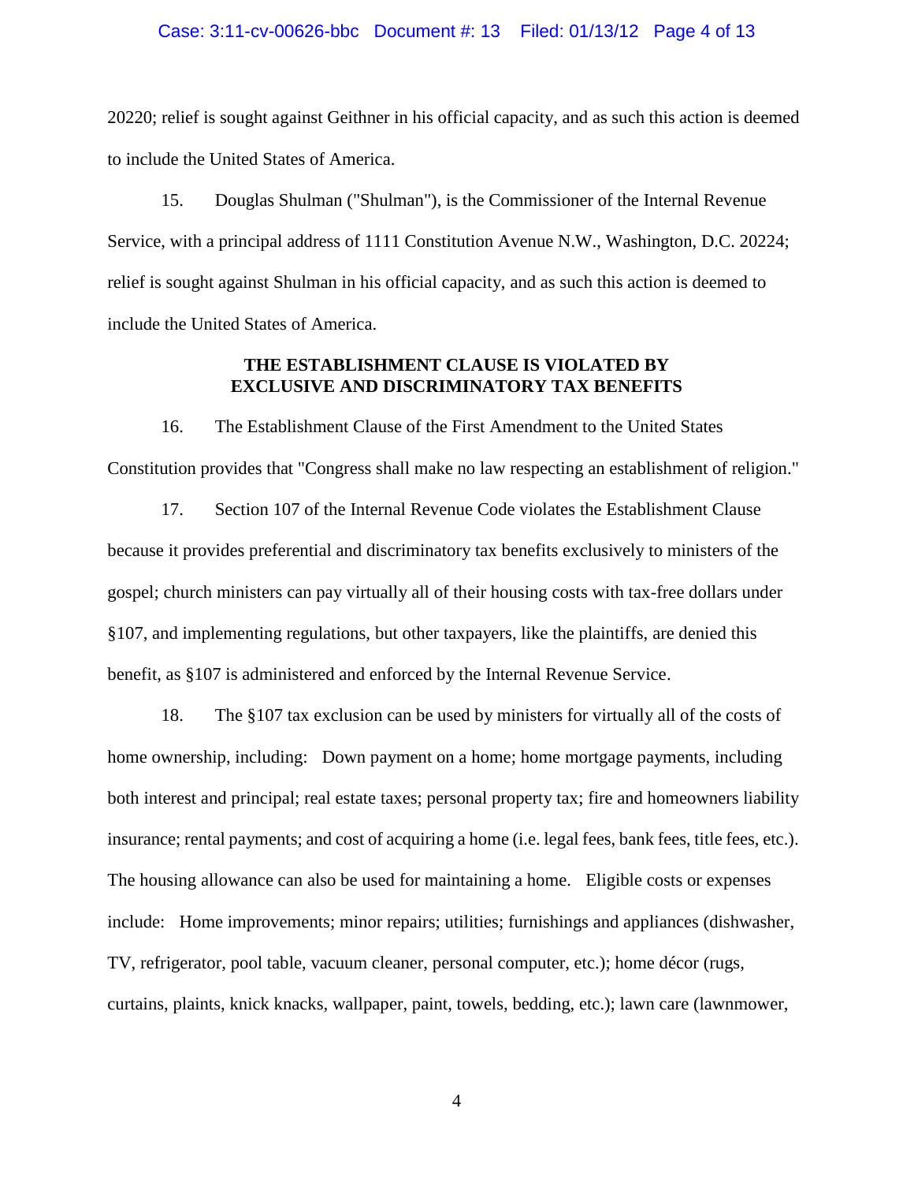20220; relief is sought against Geithner in his official capacity, and as such this action is deemed to include the United States of America.

15. Douglas Shulman ("Shulman"), is the Commissioner of the Internal Revenue Service, with a principal address of 1111 Constitution Avenue N.W., Washington, D.C. 20224; relief is sought against Shulman in his official capacity, and as such this action is deemed to include the United States of America.

**THE ESTABLISHMENT CLAUSE IS VIOLATED BY EXCLUSIVE AND DISCRIMINATORY TAX BENEFITS**

16. The Establishment Clause of the First Amendment to the United States Constitution provides that "Congress shall make no law respecting an establishment of religion."

17. Section 107 of the Internal Revenue Code violates the Establishment Clause because it provides preferential and discriminatory tax benefits exclusively to ministers of the gospel; church ministers can pay virtually all of their housing costs with tax-free dollars under §107, and implementing regulations, but other taxpayers, like the plaintiffs, are denied this benefit, as §107 is administered and enforced by the Internal Revenue Service.

18. The §107 tax exclusion can be used by ministers for virtually all of the costs of home ownership, including: Down payment on a home; home mortgage payments, including both interest and principal; real estate taxes; personal property tax; fire and homeowners liability insurance; rental payments; and cost of acquiring a home (i.e. legal fees, bank fees, title fees, etc.). The housing allowance can also be used for maintaining a home. Eligible costs or expenses include: Home improvements; minor repairs; utilities; furnishings and appliances (dishwasher, TV, refrigerator, pool table, vacuum cleaner, personal computer, etc.); home décor (rugs, curtains, plaints, knick knacks, wallpaper, paint, towels, bedding, etc.); lawn care (lawnmower,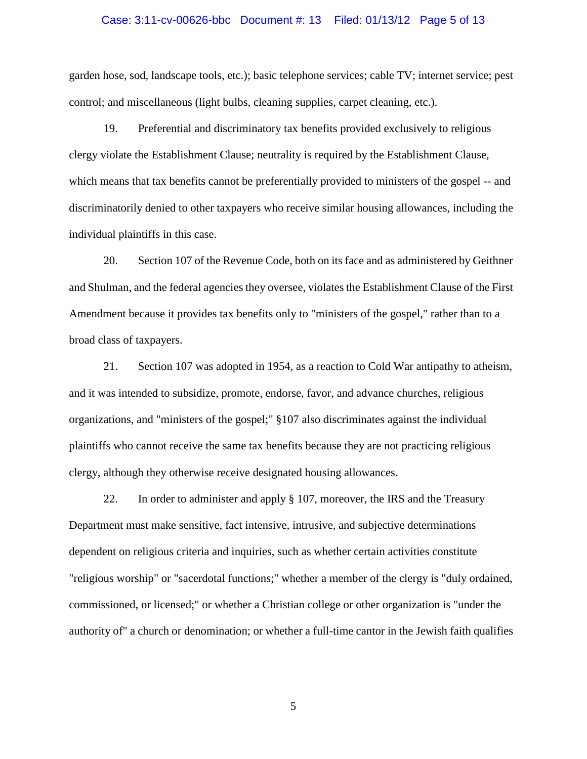garden hose, sod, landscape tools, etc.); basic telephone services; cable TV; internet service; pest control; and miscellaneous (light bulbs, cleaning supplies, carpet cleaning, etc.).

19. Preferential and discriminatory tax benefits provided exclusively to religious clergy violate the Establishment Clause; neutrality is required by the Establishment Clause, which means that tax benefits cannot be preferentially provided to ministers of the gospel -- and discriminatorily denied to other taxpayers who receive similar housing allowances, including the individual plaintiffs in this case.

20. Section 107 of the Revenue Code, both on its face and as administered by Geithner and Shulman, and the federal agencies they oversee, violates the Establishment Clause of the First Amendment because it provides tax benefits only to "ministers of the gospel," rather than to a broad class of taxpayers.

21. Section 107 was adopted in 1954, as a reaction to Cold War antipathy to atheism, and it was intended to subsidize, promote, endorse, favor, and advance churches, religious organizations, and "ministers of the gospel;" §107 also discriminates against the individual plaintiffs who cannot receive the same tax benefits because they are not practicing religious clergy, although they otherwise receive designated housing allowances.

22. In order to administer and apply § 107, moreover, the IRS and the Treasury Department must make sensitive, fact intensive, intrusive, and subjective determinations dependent on religious criteria and inquiries, such as whether certain activities constitute "religious worship" or "sacerdotal functions;" whether a member of the clergy is "duly ordained, commissioned, or licensed;" or whether a Christian college or other organization is "under the authority of" a church or denomination; or whether a full-time cantor in the Jewish faith qualifies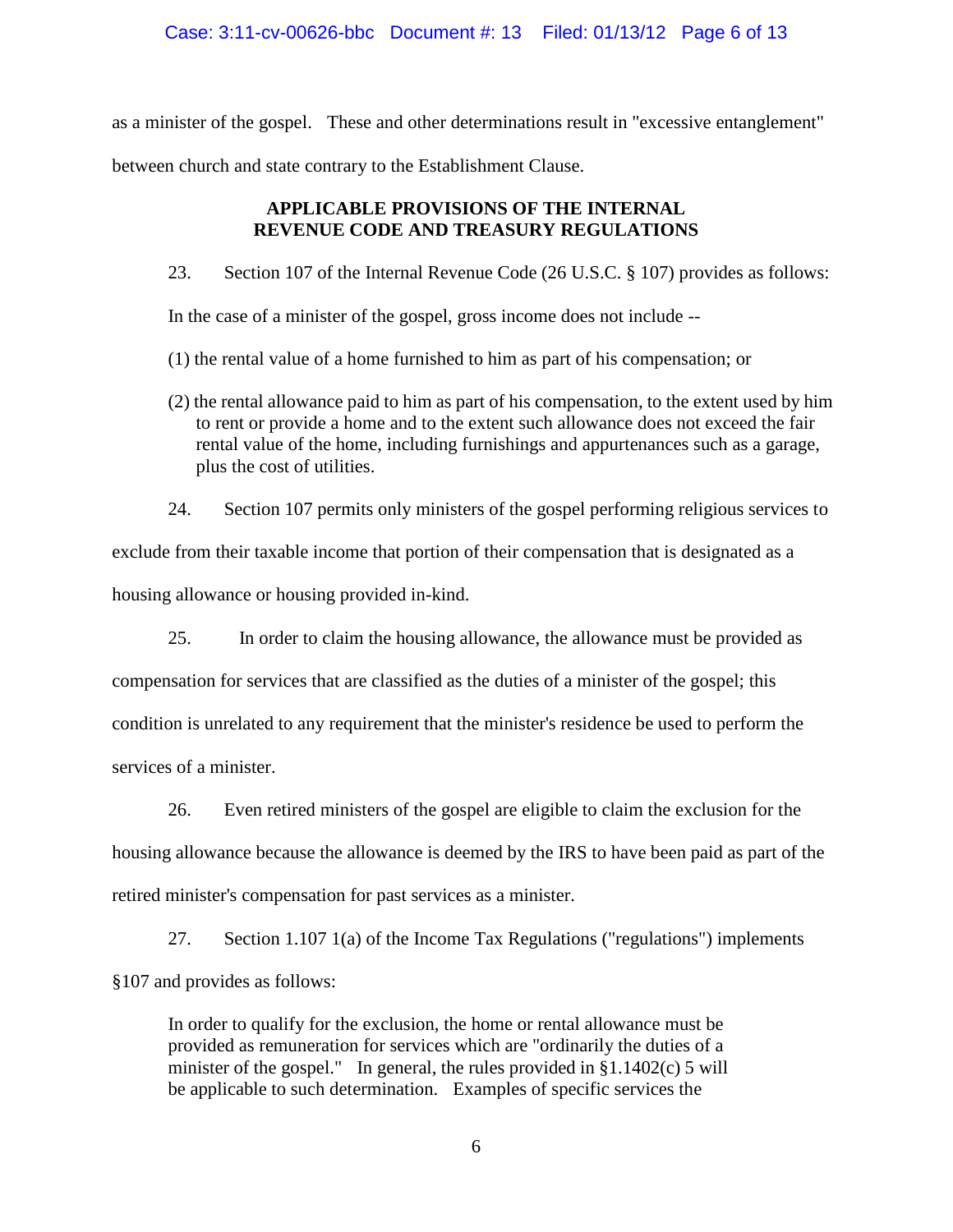as a minister of the gospel. These and other determinations result in "excessive entanglement" between church and state contrary to the Establishment Clause.

## APPLICABLE PROVISIONS OF THE INTERNAL REVENUE CODE AND TREASURY REGULATIONS

23. Section 107 of the Internal Revenue Code (26 U.S.C. § 107) provides as follows:

> In the case of a minister of the gospel, gross income does not include --
>
> (1) the rental value of a home furnished to him as part of his compensation; or
>
> (2) the rental allowance paid to him as part of his compensation, to the extent used by him to rent or provide a home and to the extent such allowance does not exceed the fair rental value of the home, including furnishings and appurtenances such as a garage, plus the cost of utilities.

24. Section 107 permits only ministers of the gospel performing religious services to exclude from their taxable income that portion of their compensation that is designated as a housing allowance or housing provided in-kind.

25. In order to claim the housing allowance, the allowance must be provided as compensation for services that are classified as the duties of a minister of the gospel; this condition is unrelated to any requirement that the minister's residence be used to perform the services of a minister.

26. Even retired ministers of the gospel are eligible to claim the exclusion for the housing allowance because the allowance is deemed by the IRS to have been paid as part of the retired minister's compensation for past services as a minister.

27. Section 1.107 1(a) of the Income Tax Regulations ("regulations") implements §107 and provides as follows:

> In order to qualify for the exclusion, the home or rental allowance must be provided as remuneration for services which are "ordinarily the duties of a minister of the gospel." In general, the rules provided in §1.1402(c) 5 will be applicable to such determination. Examples of specific services the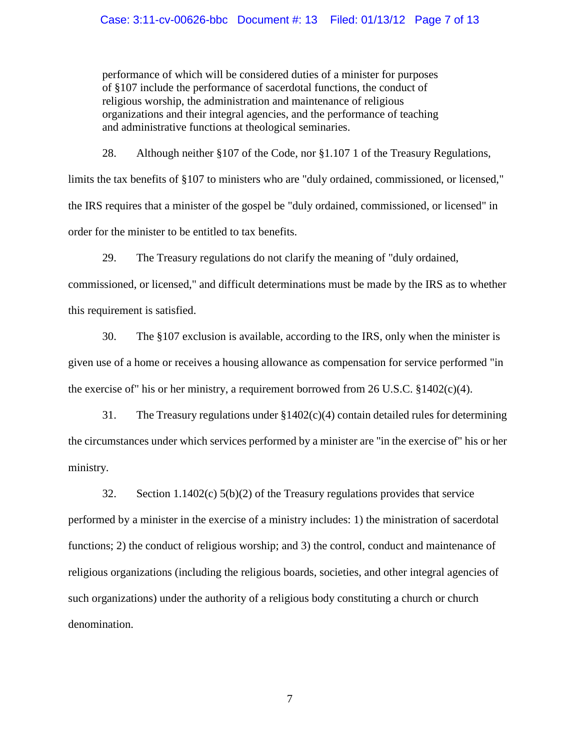> performance of which will be considered duties of a minister for purposes of §107 include the performance of sacerdotal functions, the conduct of religious worship, the administration and maintenance of religious organizations and their integral agencies, and the performance of teaching and administrative functions at theological seminaries.

28. Although neither §107 of the Code, nor §1.107 1 of the Treasury Regulations, limits the tax benefits of §107 to ministers who are "duly ordained, commissioned, or licensed," the IRS requires that a minister of the gospel be "duly ordained, commissioned, or licensed" in order for the minister to be entitled to tax benefits.

29. The Treasury regulations do not clarify the meaning of "duly ordained, commissioned, or licensed," and difficult determinations must be made by the IRS as to whether this requirement is satisfied.

30. The §107 exclusion is available, according to the IRS, only when the minister is given use of a home or receives a housing allowance as compensation for service performed "in the exercise of" his or her ministry, a requirement borrowed from 26 U.S.C. §1402(c)(4).

31. The Treasury regulations under §1402(c)(4) contain detailed rules for determining the circumstances under which services performed by a minister are "in the exercise of" his or her ministry.

32. Section 1.1402(c) 5(b)(2) of the Treasury regulations provides that service performed by a minister in the exercise of a ministry includes: 1) the ministration of sacerdotal functions; 2) the conduct of religious worship; and 3) the control, conduct and maintenance of religious organizations (including the religious boards, societies, and other integral agencies of such organizations) under the authority of a religious body constituting a church or church denomination.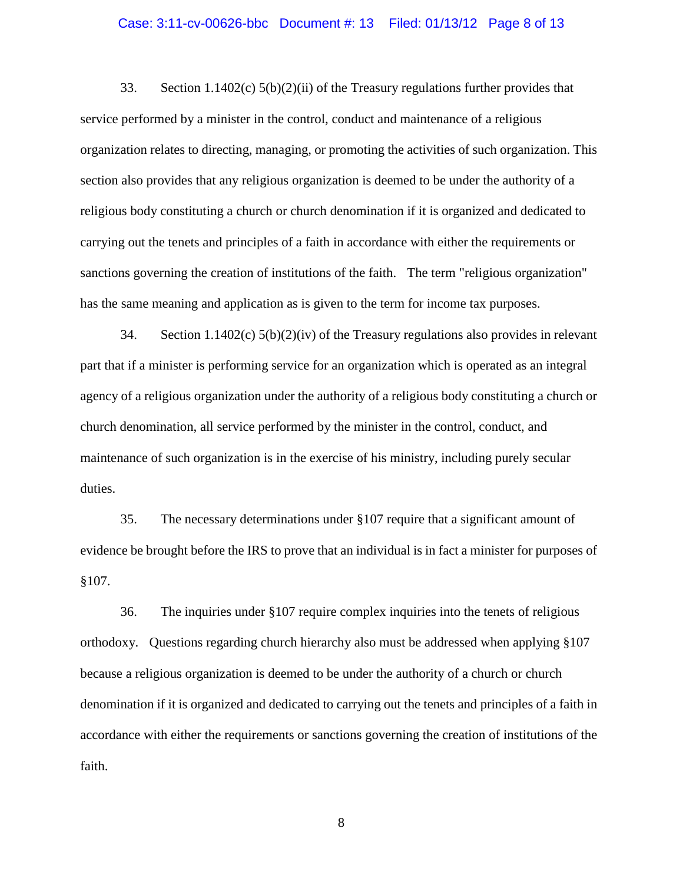33. Section 1.1402(c) 5(b)(2)(ii) of the Treasury regulations further provides that service performed by a minister in the control, conduct and maintenance of a religious organization relates to directing, managing, or promoting the activities of such organization. This section also provides that any religious organization is deemed to be under the authority of a religious body constituting a church or church denomination if it is organized and dedicated to carrying out the tenets and principles of a faith in accordance with either the requirements or sanctions governing the creation of institutions of the faith. The term "religious organization" has the same meaning and application as is given to the term for income tax purposes.

34. Section 1.1402(c) 5(b)(2)(iv) of the Treasury regulations also provides in relevant part that if a minister is performing service for an organization which is operated as an integral agency of a religious organization under the authority of a religious body constituting a church or church denomination, all service performed by the minister in the control, conduct, and maintenance of such organization is in the exercise of his ministry, including purely secular duties.

35. The necessary determinations under §107 require that a significant amount of evidence be brought before the IRS to prove that an individual is in fact a minister for purposes of §107.

36. The inquiries under §107 require complex inquiries into the tenets of religious orthodoxy. Questions regarding church hierarchy also must be addressed when applying §107 because a religious organization is deemed to be under the authority of a church or church denomination if it is organized and dedicated to carrying out the tenets and principles of a faith in accordance with either the requirements or sanctions governing the creation of institutions of the faith.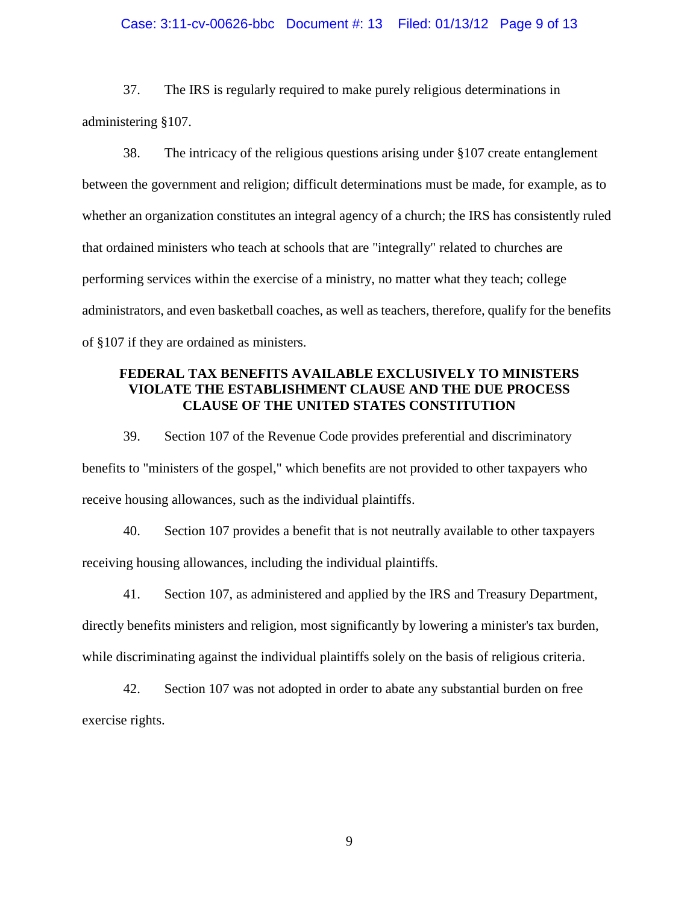37. The IRS is regularly required to make purely religious determinations in administering §107.

38. The intricacy of the religious questions arising under §107 create entanglement between the government and religion; difficult determinations must be made, for example, as to whether an organization constitutes an integral agency of a church; the IRS has consistently ruled that ordained ministers who teach at schools that are "integrally" related to churches are performing services within the exercise of a ministry, no matter what they teach; college administrators, and even basketball coaches, as well as teachers, therefore, qualify for the benefits of §107 if they are ordained as ministers.

## FEDERAL TAX BENEFITS AVAILABLE EXCLUSIVELY TO MINISTERS VIOLATE THE ESTABLISHMENT CLAUSE AND THE DUE PROCESS CLAUSE OF THE UNITED STATES CONSTITUTION

39. Section 107 of the Revenue Code provides preferential and discriminatory benefits to "ministers of the gospel," which benefits are not provided to other taxpayers who receive housing allowances, such as the individual plaintiffs.

40. Section 107 provides a benefit that is not neutrally available to other taxpayers receiving housing allowances, including the individual plaintiffs.

41. Section 107, as administered and applied by the IRS and Treasury Department, directly benefits ministers and religion, most significantly by lowering a minister's tax burden, while discriminating against the individual plaintiffs solely on the basis of religious criteria.

42. Section 107 was not adopted in order to abate any substantial burden on free exercise rights.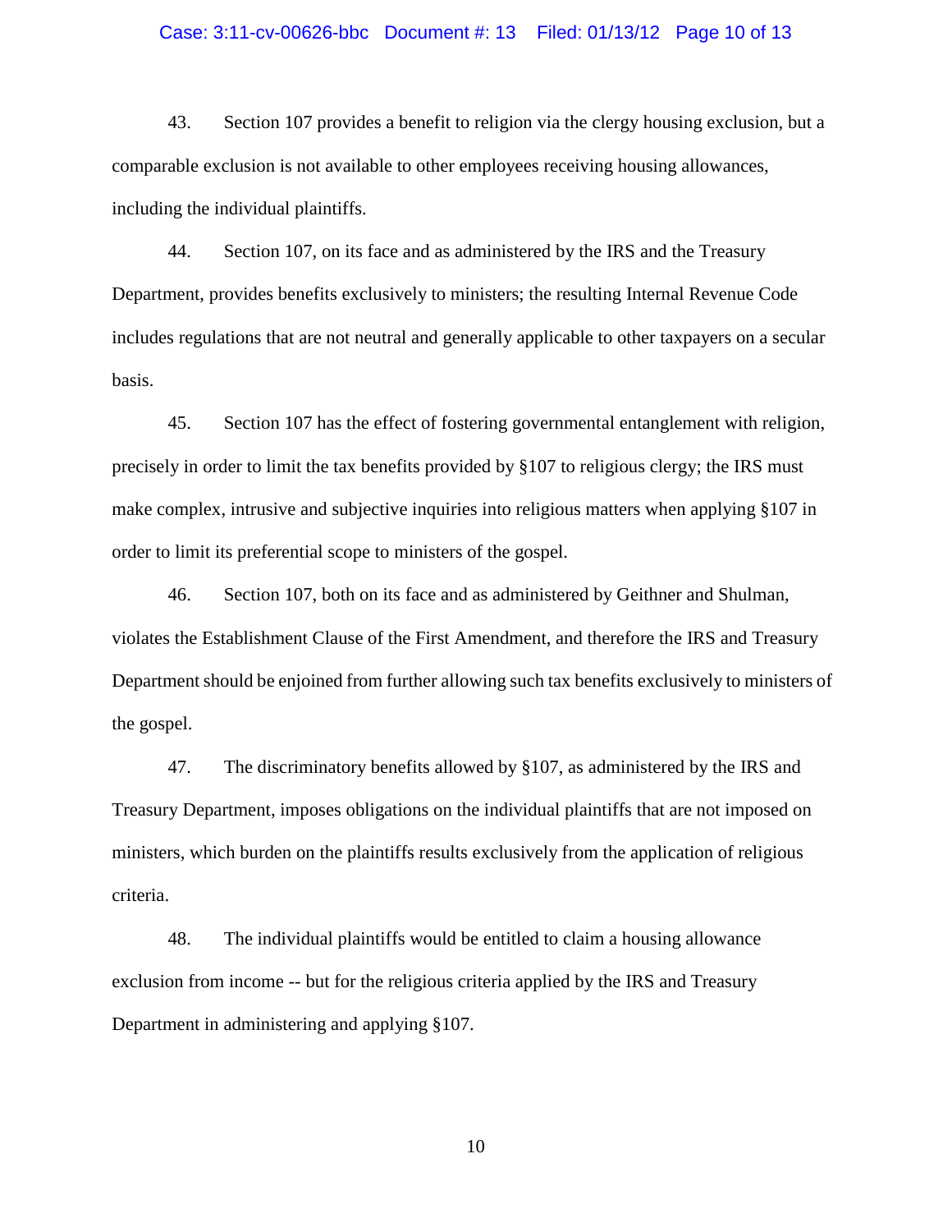43. Section 107 provides a benefit to religion via the clergy housing exclusion, but a comparable exclusion is not available to other employees receiving housing allowances, including the individual plaintiffs.

44. Section 107, on its face and as administered by the IRS and the Treasury Department, provides benefits exclusively to ministers; the resulting Internal Revenue Code includes regulations that are not neutral and generally applicable to other taxpayers on a secular basis.

45. Section 107 has the effect of fostering governmental entanglement with religion, precisely in order to limit the tax benefits provided by §107 to religious clergy; the IRS must make complex, intrusive and subjective inquiries into religious matters when applying §107 in order to limit its preferential scope to ministers of the gospel.

46. Section 107, both on its face and as administered by Geithner and Shulman, violates the Establishment Clause of the First Amendment, and therefore the IRS and Treasury Department should be enjoined from further allowing such tax benefits exclusively to ministers of the gospel.

47. The discriminatory benefits allowed by §107, as administered by the IRS and Treasury Department, imposes obligations on the individual plaintiffs that are not imposed on ministers, which burden on the plaintiffs results exclusively from the application of religious criteria.

48. The individual plaintiffs would be entitled to claim a housing allowance exclusion from income -- but for the religious criteria applied by the IRS and Treasury Department in administering and applying §107.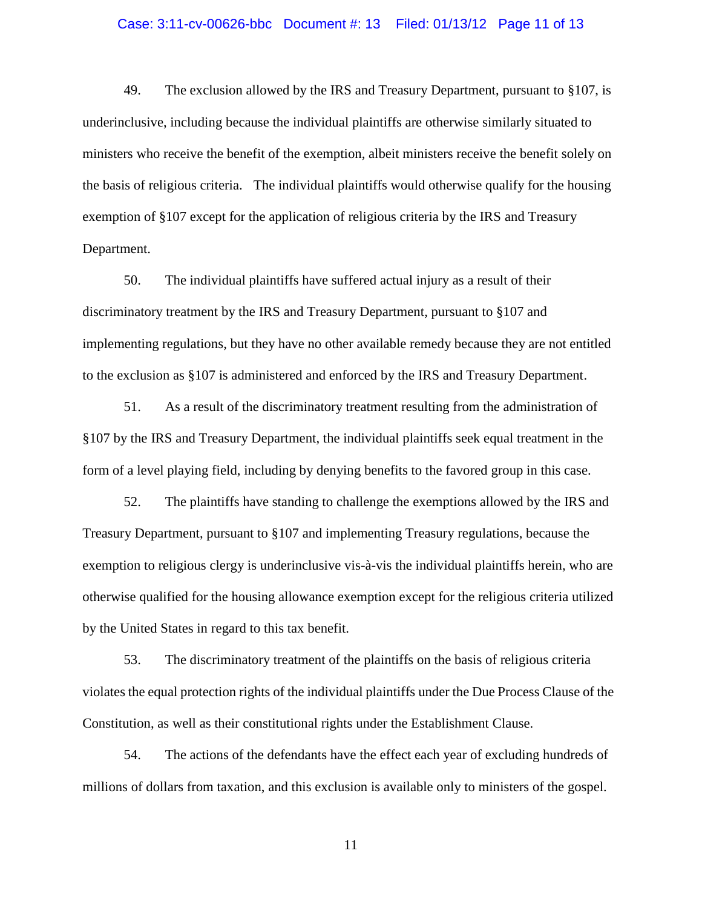49. The exclusion allowed by the IRS and Treasury Department, pursuant to §107, is underinclusive, including because the individual plaintiffs are otherwise similarly situated to ministers who receive the benefit of the exemption, albeit ministers receive the benefit solely on the basis of religious criteria. The individual plaintiffs would otherwise qualify for the housing exemption of §107 except for the application of religious criteria by the IRS and Treasury Department.

50. The individual plaintiffs have suffered actual injury as a result of their discriminatory treatment by the IRS and Treasury Department, pursuant to §107 and implementing regulations, but they have no other available remedy because they are not entitled to the exclusion as §107 is administered and enforced by the IRS and Treasury Department.

51. As a result of the discriminatory treatment resulting from the administration of §107 by the IRS and Treasury Department, the individual plaintiffs seek equal treatment in the form of a level playing field, including by denying benefits to the favored group in this case.

52. The plaintiffs have standing to challenge the exemptions allowed by the IRS and Treasury Department, pursuant to §107 and implementing Treasury regulations, because the exemption to religious clergy is underinclusive vis-à-vis the individual plaintiffs herein, who are otherwise qualified for the housing allowance exemption except for the religious criteria utilized by the United States in regard to this tax benefit.

53. The discriminatory treatment of the plaintiffs on the basis of religious criteria violates the equal protection rights of the individual plaintiffs under the Due Process Clause of the Constitution, as well as their constitutional rights under the Establishment Clause.

54. The actions of the defendants have the effect each year of excluding hundreds of millions of dollars from taxation, and this exclusion is available only to ministers of the gospel.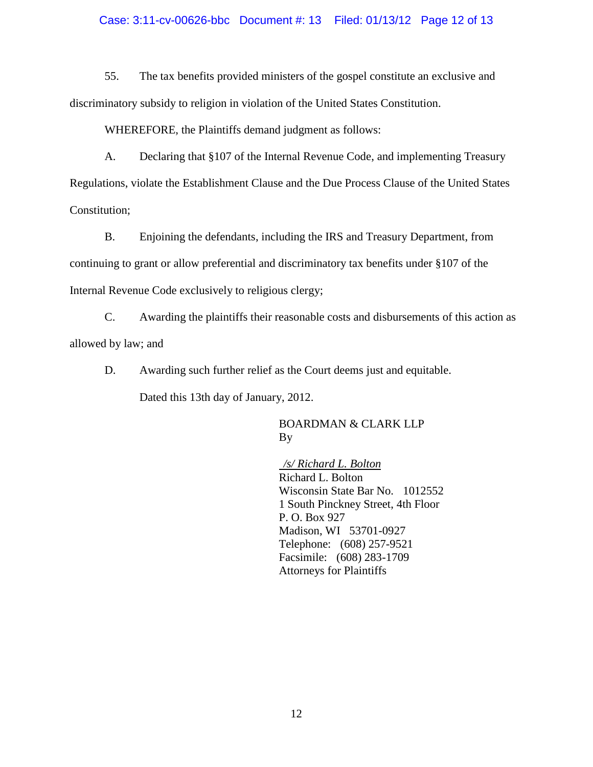55. The tax benefits provided ministers of the gospel constitute an exclusive and discriminatory subsidy to religion in violation of the United States Constitution.

WHEREFORE, the Plaintiffs demand judgment as follows:

A. Declaring that §107 of the Internal Revenue Code, and implementing Treasury Regulations, violate the Establishment Clause and the Due Process Clause of the United States Constitution;

B. Enjoining the defendants, including the IRS and Treasury Department, from continuing to grant or allow preferential and discriminatory tax benefits under §107 of the Internal Revenue Code exclusively to religious clergy;

C. Awarding the plaintiffs their reasonable costs and disbursements of this action as allowed by law; and

D. Awarding such further relief as the Court deems just and equitable.

Dated this 13th day of January, 2012.

BOARDMAN & CLARK LLP
By

*/s/ Richard L. Bolton*
Richard L. Bolton
Wisconsin State Bar No. 1012552
1 South Pinckney Street, 4th Floor
P. O. Box 927
Madison, WI 53701-0927
Telephone: (608) 257-9521
Facsimile: (608) 283-1709
Attorneys for Plaintiffs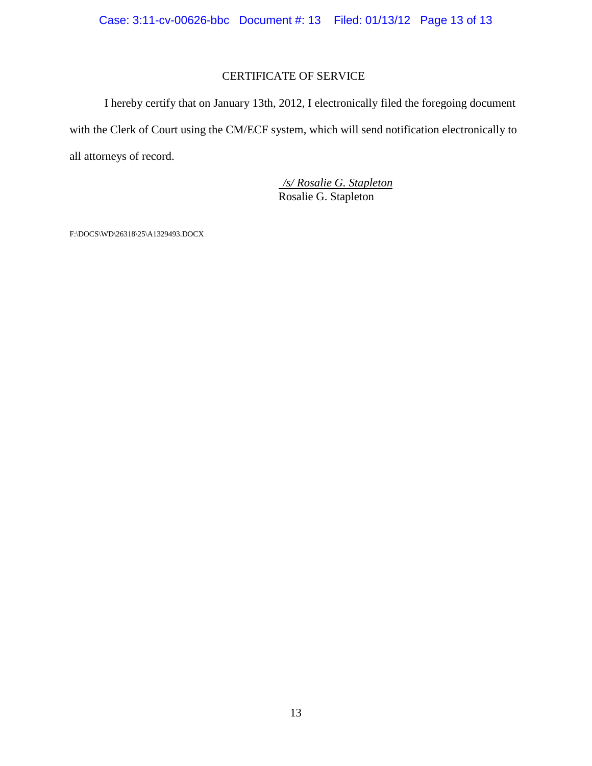## CERTIFICATE OF SERVICE

I hereby certify that on January 13th, 2012, I electronically filed the foregoing document with the Clerk of Court using the CM/ECF system, which will send notification electronically to all attorneys of record.

*/s/ Rosalie G. Stapleton*
Rosalie G. Stapleton

F:\DOCS\WD\26318\25\A1329493.DOCX